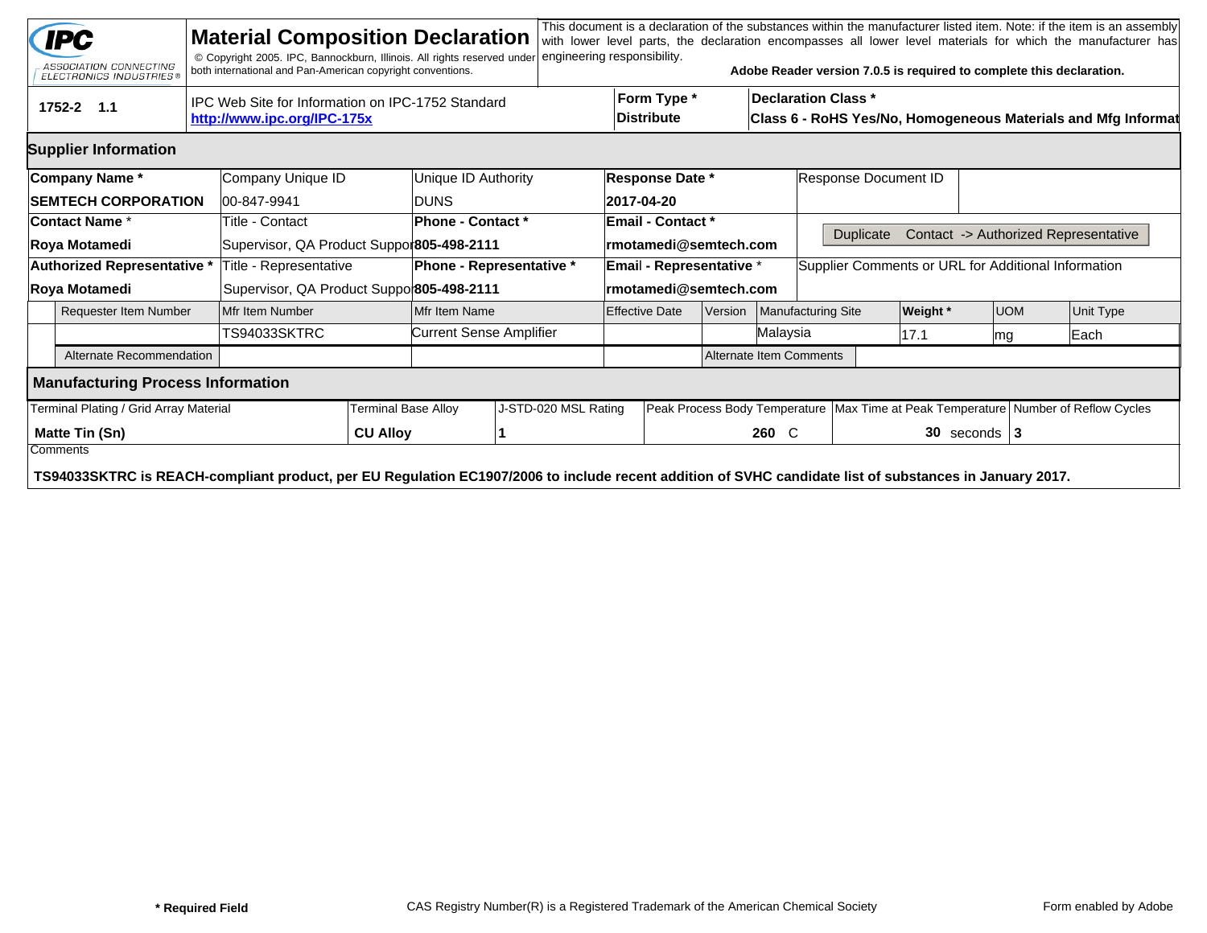# Material Composition Declaration

© Copyright 2005. IPC, Bannockburn, Illinois. All rights reserved under both international and Pan-American copyright conventions.

This document is a declaration of the substances within the manufacturer listed item. Note: if the item is an assembly with lower level parts, the declaration encompasses all lower level materials for which the manufacturer has engineering responsibility.

**Adobe Reader version 7.0.5 is required to complete this declaration.**

| 1752-2 1.1 | IPC Web Site for Information on IPC-1752 Standard **http://www.ipc.org/IPC-175x** | **Form Type *** **Distribute** | **Declaration Class *** **Class 6 - RoHS Yes/No, Homogeneous Materials and Mfg Informat** |
|---|---|---|---|

## Supplier Information

| **Company Name *** | Company Unique ID | Unique ID Authority | **Response Date *** | Response Document ID |
|---|---|---|---|---|
| **SEMTECH CORPORATION** | 00-847-9941 | DUNS | **2017-04-20** | |
| **Contact Name *** | Title - Contact | **Phone - Contact *** | **Email - Contact *** | Duplicate Contact -> Authorized Representative |
| **Roya Motamedi** | Supervisor, QA Product Suppor | **805-498-2111** | **rmotamedi@semtech.com** | |
| **Authorized Representative *** | Title - Representative | **Phone - Representative *** | **Email - Representative *** | Supplier Comments or URL for Additional Information |
| **Roya Motamedi** | Supervisor, QA Product Suppo | **805-498-2111** | **rmotamedi@semtech.com** | |

| Requester Item Number | Mfr Item Number | Mfr Item Name | Effective Date | Version | Manufacturing Site | **Weight *** | UOM | Unit Type |
|---|---|---|---|---|---|---|---|---|
| | TS94033SKTRC | Current Sense Amplifier | | | Malaysia | 17.1 | mg | Each |
| Alternate Recommendation | | | | Alternate Item Comments | | | | |

## Manufacturing Process Information

| Terminal Plating / Grid Array Material | Terminal Base Alloy | J-STD-020 MSL Rating | Peak Process Body Temperature | Max Time at Peak Temperature | Number of Reflow Cycles |
|---|---|---|---|---|---|
| **Matte Tin (Sn)** | **CU Alloy** | **1** | **260** C | **30** seconds | **3** |

Comments

**TS94033SKTRC is REACH-compliant product, per EU Regulation EC1907/2006 to include recent addition of SVHC candidate list of substances in January 2017.**

**\* Required Field**  CAS Registry Number(R) is a Registered Trademark of the American Chemical Society  Form enabled by Adobe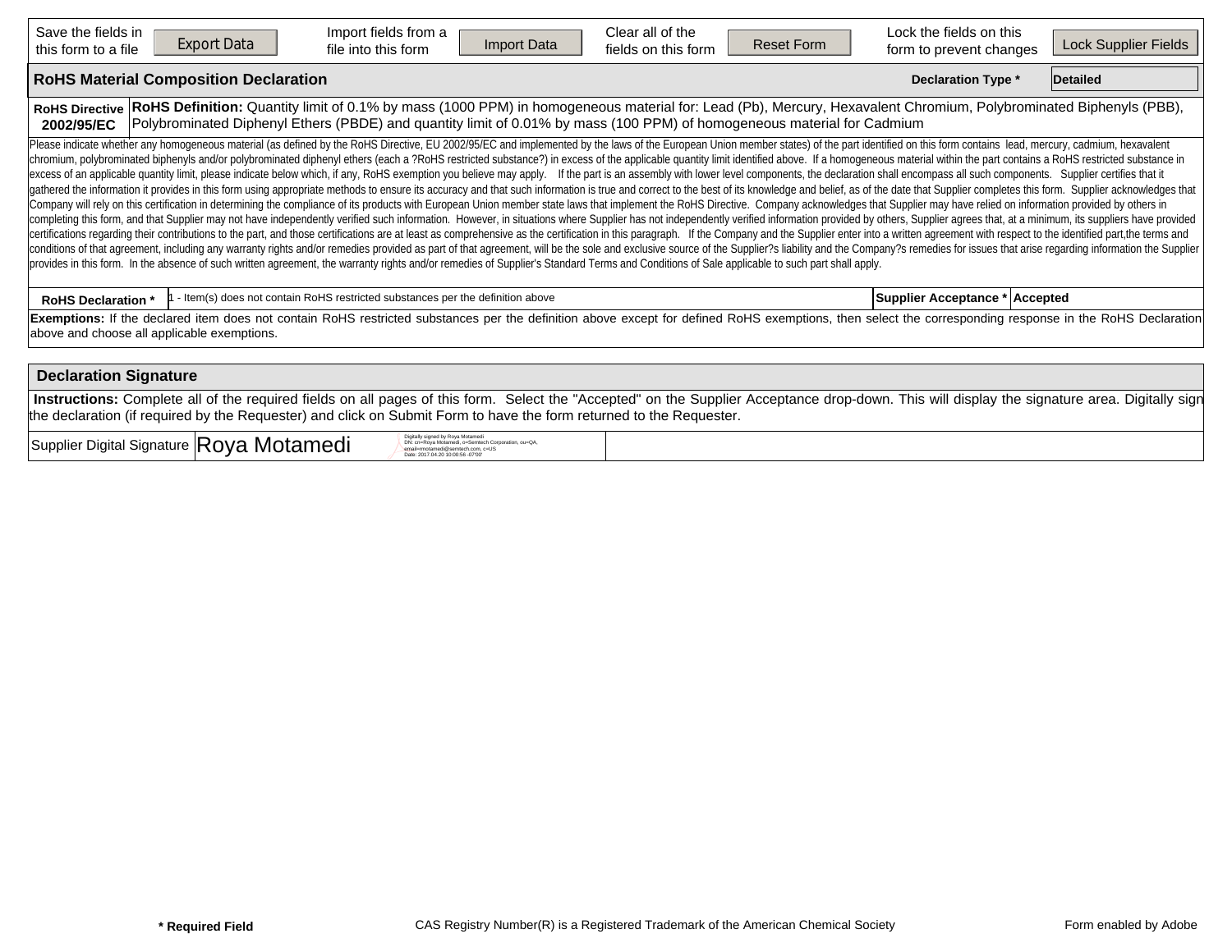| Save the fields in this form to a file | Export Data | Import fields from a file into this form | Import Data | Clear all of the fields on this form | Reset Form | Lock the fields on this form to prevent changes | Lock Supplier Fields |
|---|---|---|---|---|---|---|---|

## RoHS Material Composition Declaration

**Declaration Type *** Detailed

| RoHS Directive 2002/95/EC | **RoHS Definition:** Quantity limit of 0.1% by mass (1000 PPM) in homogeneous material for: Lead (Pb), Mercury, Hexavalent Chromium, Polybrominated Biphenyls (PBB), Polybrominated Diphenyl Ethers (PBDE) and quantity limit of 0.01% by mass (100 PPM) of homogeneous material for Cadmium |
|---|---|

Please indicate whether any homogeneous material (as defined by the RoHS Directive, EU 2002/95/EC and implemented by the laws of the European Union member states) of the part identified on this form contains lead, mercury, cadmium, hexavalent chromium, polybrominated biphenyls and/or polybrominated diphenyl ethers (each a ?RoHS restricted substance?) in excess of the applicable quantity limit identified above. If a homogeneous material within the part contains a RoHS restricted substance in excess of an applicable quantity limit, please indicate below which, if any, RoHS exemption you believe may apply. If the part is an assembly with lower level components, the declaration shall encompass all such components. Supplier certifies that it gathered the information it provides in this form using appropriate methods to ensure its accuracy and that such information is true and correct to the best of its knowledge and belief, as of the date that Supplier completes this form. Supplier acknowledges that Company will rely on this certification in determining the compliance of its products with European Union member state laws that implement the RoHS Directive. Company acknowledges that Supplier may have relied on information provided by others in completing this form, and that Supplier may not have independently verified such information. However, in situations where Supplier has not independently verified information provided by others, Supplier agrees that, at a minimum, its suppliers have provided certifications regarding their contributions to the part, and those certifications are at least as comprehensive as the certification in this paragraph. If the Company and the Supplier enter into a written agreement with respect to the identified part,the terms and conditions of that agreement, including any warranty rights and/or remedies provided as part of that agreement, will be the sole and exclusive source of the Supplier?s liability and the Company?s remedies for issues that arise regarding information the Supplier provides in this form. In the absence of such written agreement, the warranty rights and/or remedies of Supplier's Standard Terms and Conditions of Sale applicable to such part shall apply.

| RoHS Declaration * | 1 - Item(s) does not contain RoHS restricted substances per the definition above | Supplier Acceptance * | Accepted |
|---|---|---|---|

**Exemptions:** If the declared item does not contain RoHS restricted substances per the definition above except for defined RoHS exemptions, then select the corresponding response in the RoHS Declaration above and choose all applicable exemptions.

## Declaration Signature

**Instructions:** Complete all of the required fields on all pages of this form. Select the "Accepted" on the Supplier Acceptance drop-down. This will display the signature area. Digitally sign the declaration (if required by the Requester) and click on Submit Form to have the form returned to the Requester.

| Supplier Digital Signature | Roya Motamedi — Digitally signed by Roya Motamedi DN: cn=Roya Motamedi, o=Semtech Corporation, ou=QA, email=rmotamedi@semtech.com, c=US Date: 2017.04.20 10:00:56 -07'00' | |
|---|---|---|

**\* Required Field** CAS Registry Number(R) is a Registered Trademark of the American Chemical Society Form enabled by Adobe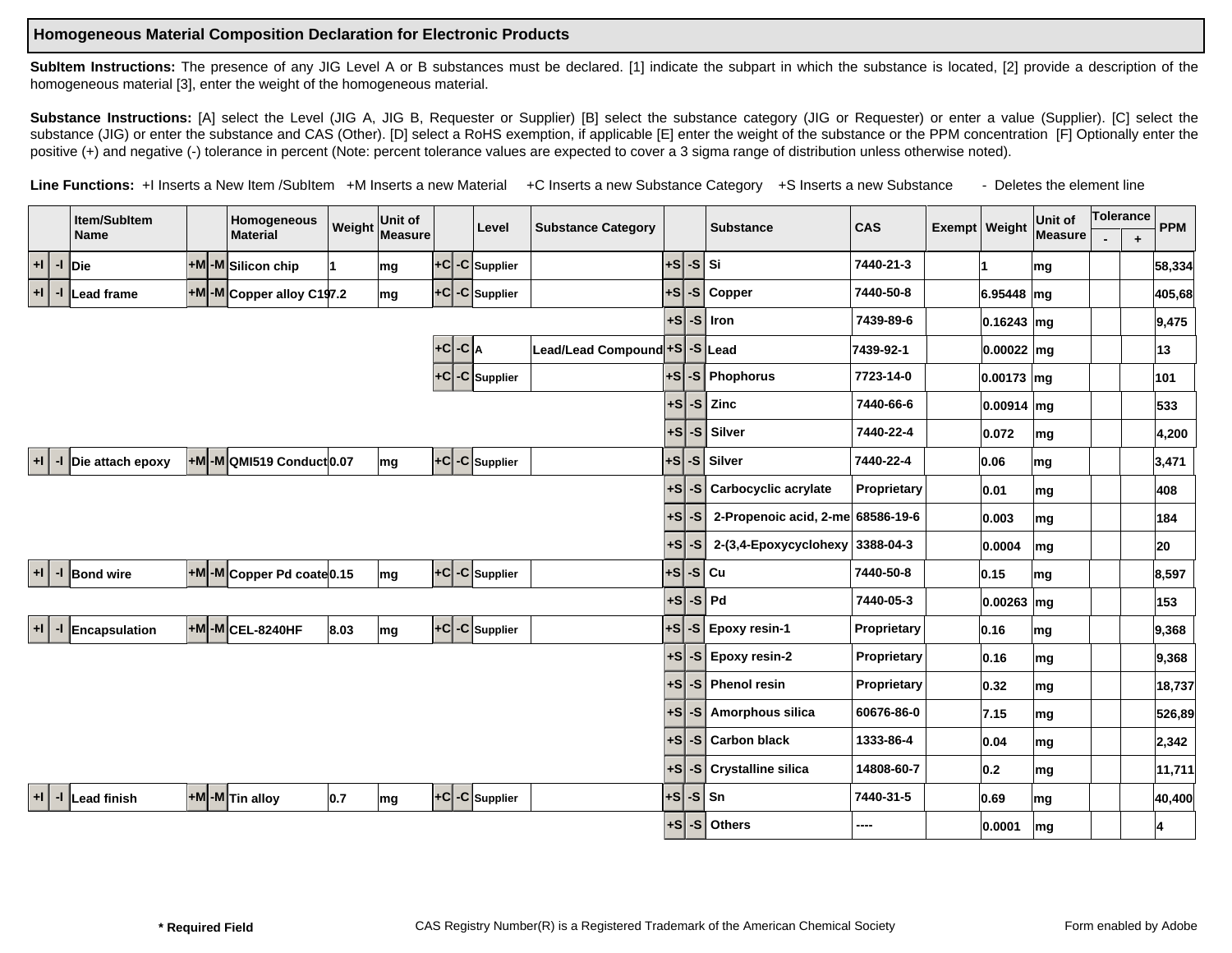## Homogeneous Material Composition Declaration for Electronic Products

**SubItem Instructions:** The presence of any JIG Level A or B substances must be declared. [1] indicate the subpart in which the substance is located, [2] provide a description of the homogeneous material [3], enter the weight of the homogeneous material.

**Substance Instructions:** [A] select the Level (JIG A, JIG B, Requester or Supplier) [B] select the substance category (JIG or Requester) or enter a value (Supplier). [C] select the substance (JIG) or enter the substance and CAS (Other). [D] select a RoHS exemption, if applicable [E] enter the weight of the substance or the PPM concentration [F] Optionally enter the positive (+) and negative (-) tolerance in percent (Note: percent tolerance values are expected to cover a 3 sigma range of distribution unless otherwise noted).

**Line Functions:** +I Inserts a New Item /SubItem +M Inserts a new Material +C Inserts a new Substance Category +S Inserts a new Substance - Deletes the element line

| | Item/SubItem Name | | Homogeneous Material | Weight | Unit of Measure | | Level | Substance Category | | Substance | CAS | Exempt | Weight | Unit of Measure | Tolerance | | PPM |
|---|---|---|---|---|---|---|---|---|---|---|---|---|---|---|---|---|---|
| | | | | | | | | | | | | | | | - | + | |
| +I -I | Die | +M -M | Silicon chip | 1 | mg | +C -C | Supplier | | +S -S | Si | 7440-21-3 | | 1 | mg | | | 58,334 |
| +I -I | Lead frame | +M -M | Copper alloy C19 | 7.2 | mg | +C -C | Supplier | | +S -S | Copper | 7440-50-8 | | 6.95448 | mg | | | 405,68 |
| | | | | | | | | | +S -S | Iron | 7439-89-6 | | 0.16243 | mg | | | 9,475 |
| | | | | | | +C -C | A | Lead/Lead Compound | +S -S | Lead | 7439-92-1 | | 0.00022 | mg | | | 13 |
| | | | | | | +C -C | Supplier | | +S -S | Phophorus | 7723-14-0 | | 0.00173 | mg | | | 101 |
| | | | | | | | | | +S -S | Zinc | 7440-66-6 | | 0.00914 | mg | | | 533 |
| | | | | | | | | | +S -S | Silver | 7440-22-4 | | 0.072 | mg | | | 4,200 |
| +I -I | Die attach epoxy | +M -M | QMI519 Conduct | 0.07 | mg | +C -C | Supplier | | +S -S | Silver | 7440-22-4 | | 0.06 | mg | | | 3,471 |
| | | | | | | | | | +S -S | Carbocyclic acrylate | Proprietary | | 0.01 | mg | | | 408 |
| | | | | | | | | | +S -S | 2-Propenoic acid, 2-me | 68586-19-6 | | 0.003 | mg | | | 184 |
| | | | | | | | | | +S -S | 2-(3,4-Epoxycyclohexy | 3388-04-3 | | 0.0004 | mg | | | 20 |
| +I -I | Bond wire | +M -M | Copper Pd coate | 0.15 | mg | +C -C | Supplier | | +S -S | Cu | 7440-50-8 | | 0.15 | mg | | | 8,597 |
| | | | | | | | | | +S -S | Pd | 7440-05-3 | | 0.00263 | mg | | | 153 |
| +I -I | Encapsulation | +M -M | CEL-8240HF | 8.03 | mg | +C -C | Supplier | | +S -S | Epoxy resin-1 | Proprietary | | 0.16 | mg | | | 9,368 |
| | | | | | | | | | +S -S | Epoxy resin-2 | Proprietary | | 0.16 | mg | | | 9,368 |
| | | | | | | | | | +S -S | Phenol resin | Proprietary | | 0.32 | mg | | | 18,737 |
| | | | | | | | | | +S -S | Amorphous silica | 60676-86-0 | | 7.15 | mg | | | 526,89 |
| | | | | | | | | | +S -S | Carbon black | 1333-86-4 | | 0.04 | mg | | | 2,342 |
| | | | | | | | | | +S -S | Crystalline silica | 14808-60-7 | | 0.2 | mg | | | 11,711 |
| +I -I | Lead finish | +M -M | Tin alloy | 0.7 | mg | +C -C | Supplier | | +S -S | Sn | 7440-31-5 | | 0.69 | mg | | | 40,400 |
| | | | | | | | | | +S -S | Others | ---- | | 0.0001 | mg | | | 4 |

\* Required Field

CAS Registry Number(R) is a Registered Trademark of the American Chemical Society

Form enabled by Adobe